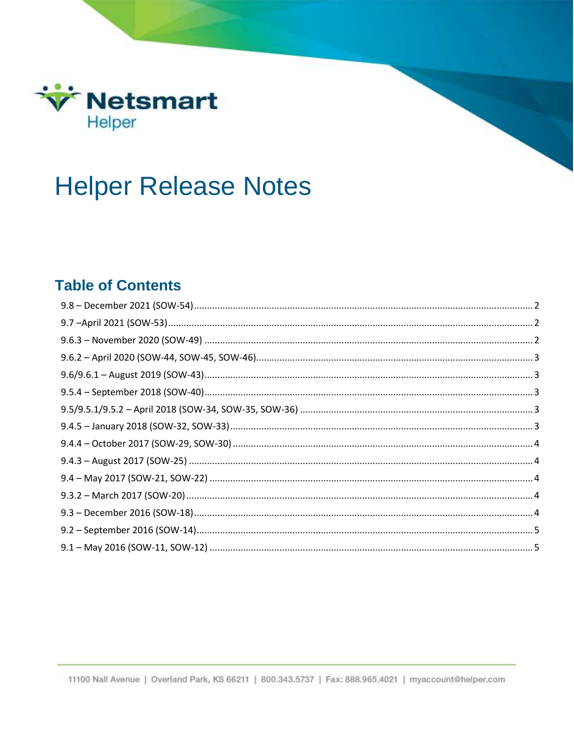Netsmart Helper

# Helper Release Notes

## Table of Contents

- 9.8 – December 2021 (SOW-54) ..... 2
- 9.7 –April 2021 (SOW-53) ..... 2
- 9.6.3 – November 2020 (SOW-49) ..... 2
- 9.6.2 – April 2020 (SOW-44, SOW-45, SOW-46) ..... 3
- 9.6/9.6.1 – August 2019 (SOW-43) ..... 3
- 9.5.4 – September 2018 (SOW-40) ..... 3
- 9.5/9.5.1/9.5.2 – April 2018 (SOW-34, SOW-35, SOW-36) ..... 3
- 9.4.5 – January 2018 (SOW-32, SOW-33) ..... 3
- 9.4.4 – October 2017 (SOW-29, SOW-30) ..... 4
- 9.4.3 – August 2017 (SOW-25) ..... 4
- 9.4 – May 2017 (SOW-21, SOW-22) ..... 4
- 9.3.2 – March 2017 (SOW-20) ..... 4
- 9.3 – December 2016 (SOW-18) ..... 4
- 9.2 – September 2016 (SOW-14) ..... 5
- 9.1 – May 2016 (SOW-11, SOW-12) ..... 5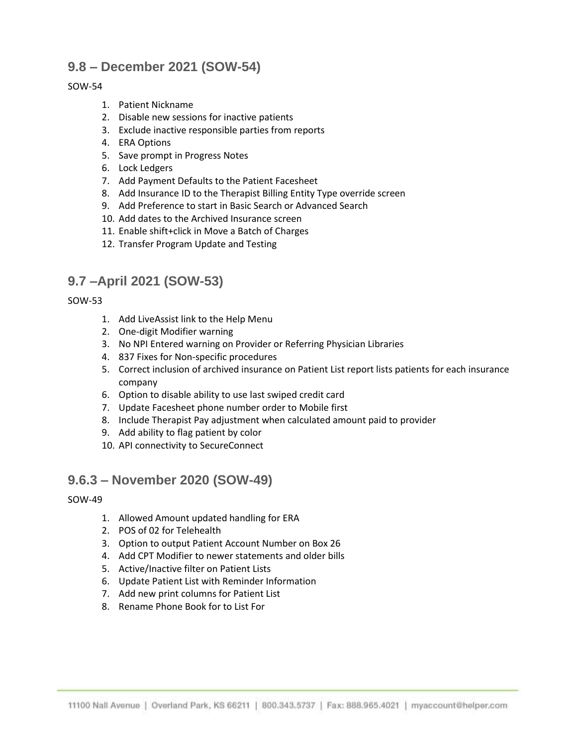## 9.8 – December 2021 (SOW-54)

SOW-54

1. Patient Nickname
2. Disable new sessions for inactive patients
3. Exclude inactive responsible parties from reports
4. ERA Options
5. Save prompt in Progress Notes
6. Lock Ledgers
7. Add Payment Defaults to the Patient Facesheet
8. Add Insurance ID to the Therapist Billing Entity Type override screen
9. Add Preference to start in Basic Search or Advanced Search
10. Add dates to the Archived Insurance screen
11. Enable shift+click in Move a Batch of Charges
12. Transfer Program Update and Testing

## 9.7 –April 2021 (SOW-53)

SOW-53

1. Add LiveAssist link to the Help Menu
2. One-digit Modifier warning
3. No NPI Entered warning on Provider or Referring Physician Libraries
4. 837 Fixes for Non-specific procedures
5. Correct inclusion of archived insurance on Patient List report lists patients for each insurance company
6. Option to disable ability to use last swiped credit card
7. Update Facesheet phone number order to Mobile first
8. Include Therapist Pay adjustment when calculated amount paid to provider
9. Add ability to flag patient by color
10. API connectivity to SecureConnect

## 9.6.3 – November 2020 (SOW-49)

SOW-49

1. Allowed Amount updated handling for ERA
2. POS of 02 for Telehealth
3. Option to output Patient Account Number on Box 26
4. Add CPT Modifier to newer statements and older bills
5. Active/Inactive filter on Patient Lists
6. Update Patient List with Reminder Information
7. Add new print columns for Patient List
8. Rename Phone Book for to List For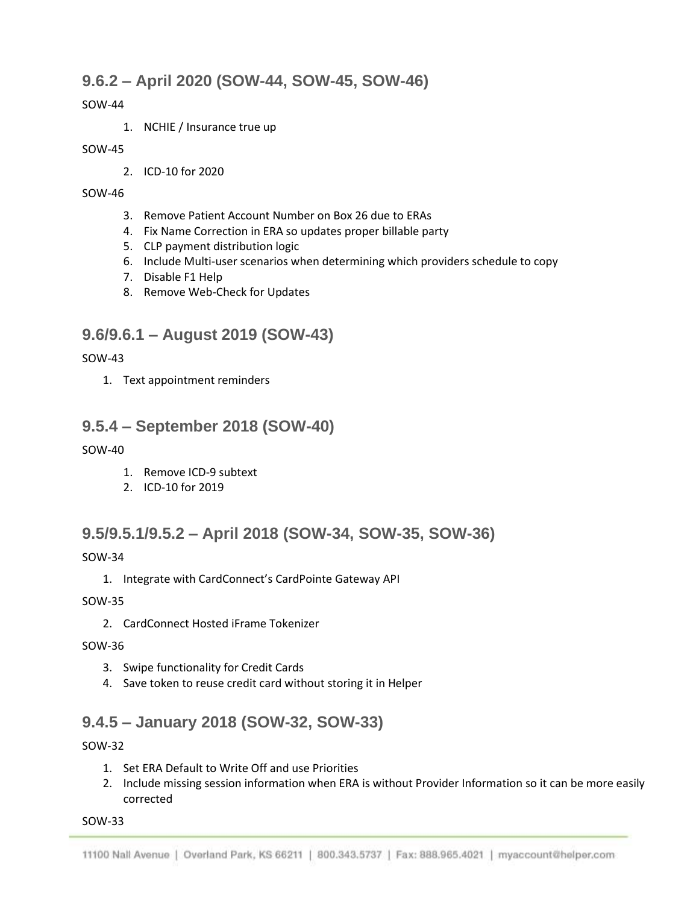## 9.6.2 – April 2020 (SOW-44, SOW-45, SOW-46)

SOW-44

1. NCHIE / Insurance true up

SOW-45

2. ICD-10 for 2020

SOW-46

3. Remove Patient Account Number on Box 26 due to ERAs
4. Fix Name Correction in ERA so updates proper billable party
5. CLP payment distribution logic
6. Include Multi-user scenarios when determining which providers schedule to copy
7. Disable F1 Help
8. Remove Web-Check for Updates

## 9.6/9.6.1 – August 2019 (SOW-43)

SOW-43

1. Text appointment reminders

## 9.5.4 – September 2018 (SOW-40)

SOW-40

1. Remove ICD-9 subtext
2. ICD-10 for 2019

## 9.5/9.5.1/9.5.2 – April 2018 (SOW-34, SOW-35, SOW-36)

SOW-34

1. Integrate with CardConnect's CardPointe Gateway API

SOW-35

2. CardConnect Hosted iFrame Tokenizer

SOW-36

3. Swipe functionality for Credit Cards
4. Save token to reuse credit card without storing it in Helper

## 9.4.5 – January 2018 (SOW-32, SOW-33)

SOW-32

1. Set ERA Default to Write Off and use Priorities
2. Include missing session information when ERA is without Provider Information so it can be more easily corrected

SOW-33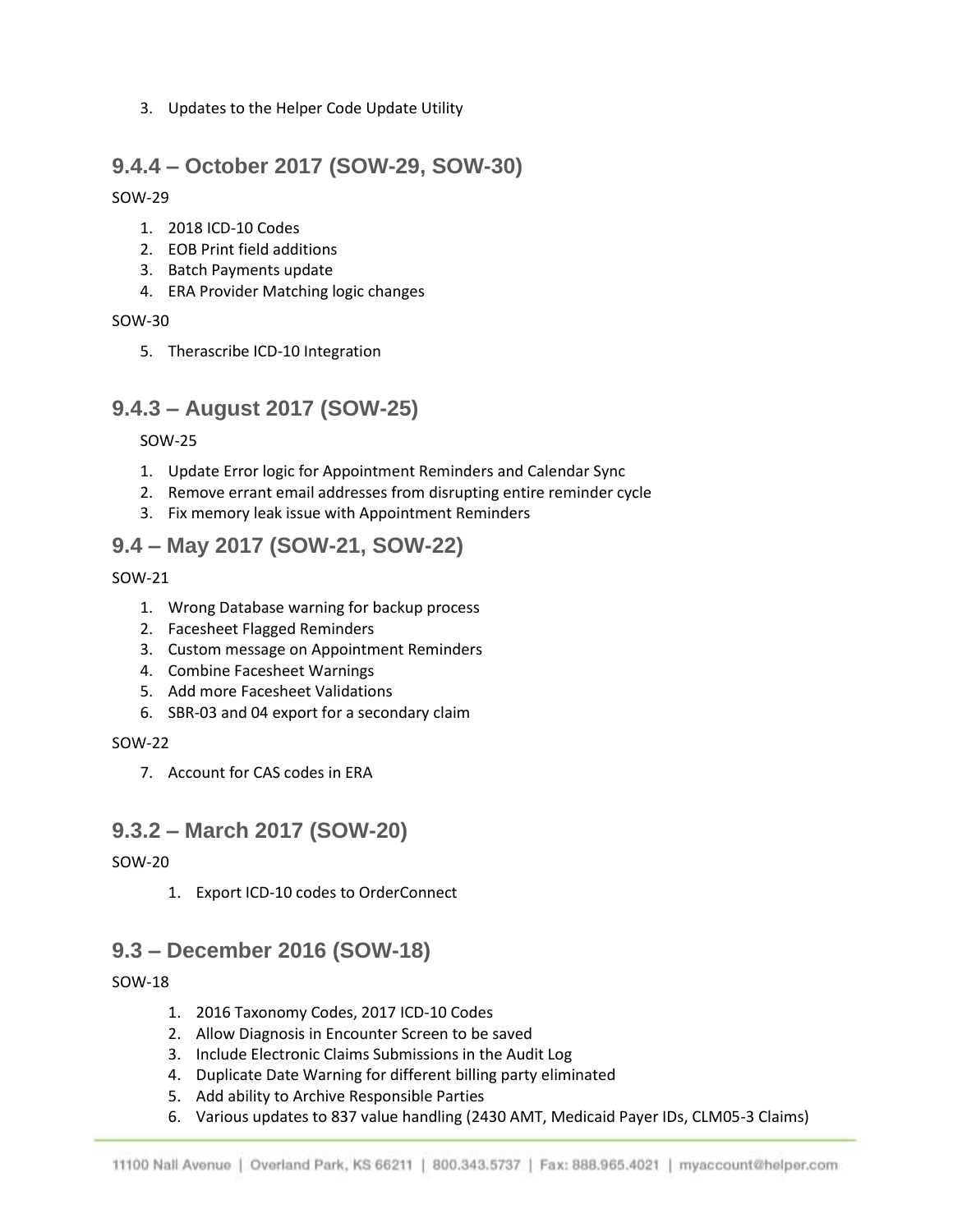3. Updates to the Helper Code Update Utility

## 9.4.4 – October 2017 (SOW-29, SOW-30)

SOW-29

1. 2018 ICD-10 Codes
2. EOB Print field additions
3. Batch Payments update
4. ERA Provider Matching logic changes

SOW-30

5. Therascribe ICD-10 Integration

## 9.4.3 – August 2017 (SOW-25)

SOW-25

1. Update Error logic for Appointment Reminders and Calendar Sync
2. Remove errant email addresses from disrupting entire reminder cycle
3. Fix memory leak issue with Appointment Reminders

## 9.4 – May 2017 (SOW-21, SOW-22)

SOW-21

1. Wrong Database warning for backup process
2. Facesheet Flagged Reminders
3. Custom message on Appointment Reminders
4. Combine Facesheet Warnings
5. Add more Facesheet Validations
6. SBR-03 and 04 export for a secondary claim

SOW-22

7. Account for CAS codes in ERA

## 9.3.2 – March 2017 (SOW-20)

SOW-20

1. Export ICD-10 codes to OrderConnect

## 9.3 – December 2016 (SOW-18)

SOW-18

1. 2016 Taxonomy Codes, 2017 ICD-10 Codes
2. Allow Diagnosis in Encounter Screen to be saved
3. Include Electronic Claims Submissions in the Audit Log
4. Duplicate Date Warning for different billing party eliminated
5. Add ability to Archive Responsible Parties
6. Various updates to 837 value handling (2430 AMT, Medicaid Payer IDs, CLM05-3 Claims)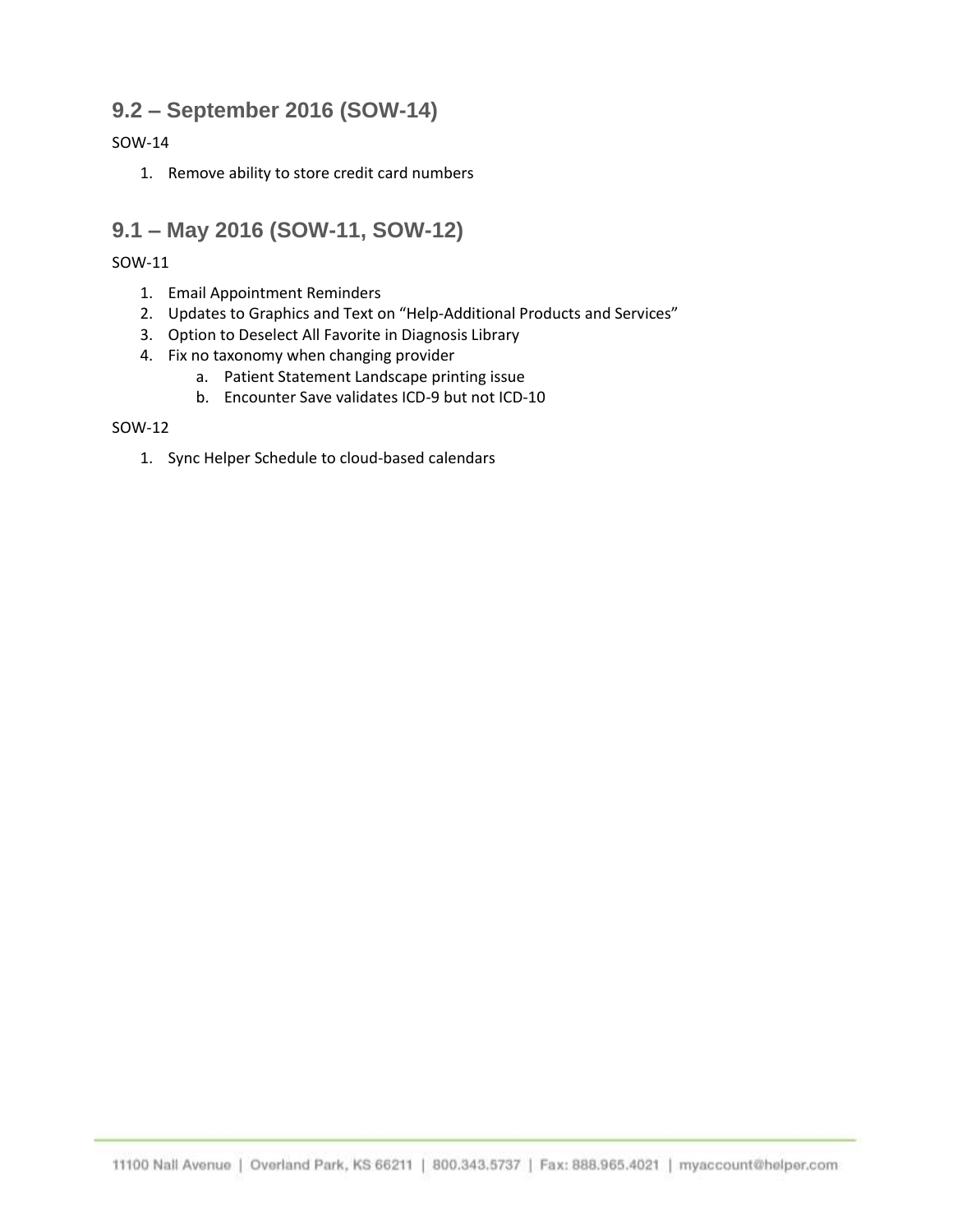## 9.2 – September 2016 (SOW-14)

SOW-14

1. Remove ability to store credit card numbers

## 9.1 – May 2016 (SOW-11, SOW-12)

SOW-11

1. Email Appointment Reminders
2. Updates to Graphics and Text on “Help-Additional Products and Services”
3. Option to Deselect All Favorite in Diagnosis Library
4. Fix no taxonomy when changing provider
    a. Patient Statement Landscape printing issue
    b. Encounter Save validates ICD-9 but not ICD-10

SOW-12

1. Sync Helper Schedule to cloud-based calendars